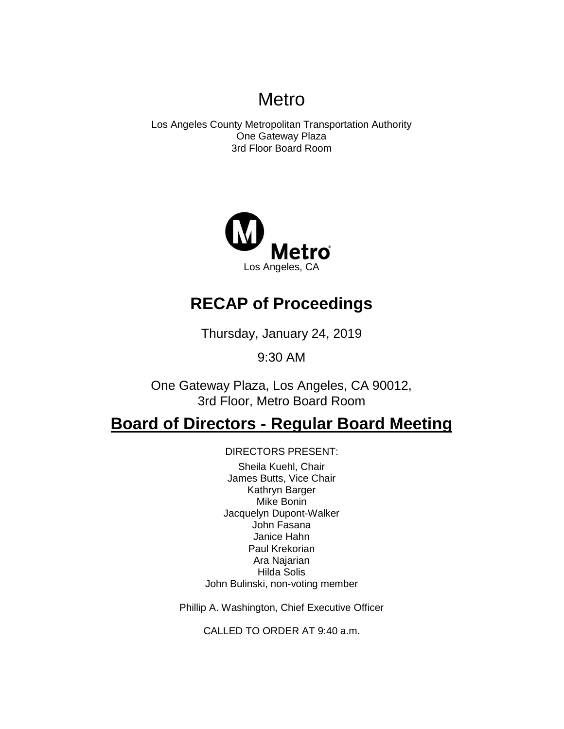# Metro

Los Angeles County Metropolitan Transportation Authority
One Gateway Plaza
3rd Floor Board Room

Metro
Los Angeles, CA

## RECAP of Proceedings

Thursday, January 24, 2019

9:30 AM

One Gateway Plaza, Los Angeles, CA 90012,
3rd Floor, Metro Board Room

## **Board of Directors - Regular Board Meeting**

DIRECTORS PRESENT:

Sheila Kuehl, Chair
James Butts, Vice Chair
Kathryn Barger
Mike Bonin
Jacquelyn Dupont-Walker
John Fasana
Janice Hahn
Paul Krekorian
Ara Najarian
Hilda Solis
John Bulinski, non-voting member

Phillip A. Washington, Chief Executive Officer

CALLED TO ORDER AT 9:40 a.m.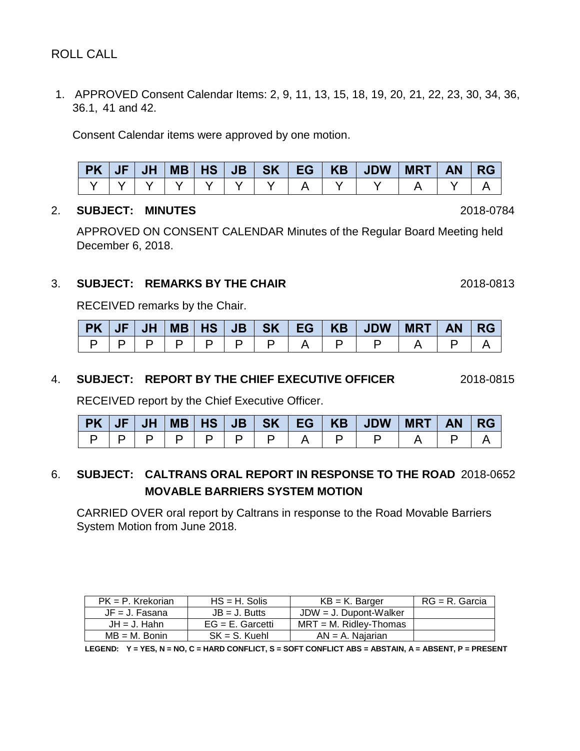ROLL CALL

1. APPROVED Consent Calendar Items: 2, 9, 11, 13, 15, 18, 19, 20, 21, 22, 23, 30, 34, 36, 36.1, 41 and 42.

   Consent Calendar items were approved by one motion.

| PK | JF | JH | MB | HS | JB | SK | EG | KB | JDW | MRT | AN | RG |
|---|---|---|---|---|---|---|---|---|---|---|---|---|
| Y | Y | Y | Y | Y | Y | Y | A | Y | Y | A | Y | A |

2. **SUBJECT: MINUTES** 2018-0784

   APPROVED ON CONSENT CALENDAR Minutes of the Regular Board Meeting held December 6, 2018.

3. **SUBJECT: REMARKS BY THE CHAIR** 2018-0813

   RECEIVED remarks by the Chair.

| PK | JF | JH | MB | HS | JB | SK | EG | KB | JDW | MRT | AN | RG |
|---|---|---|---|---|---|---|---|---|---|---|---|---|
| P | P | P | P | P | P | P | A | P | P | A | P | A |

4. **SUBJECT: REPORT BY THE CHIEF EXECUTIVE OFFICER** 2018-0815

   RECEIVED report by the Chief Executive Officer.

| PK | JF | JH | MB | HS | JB | SK | EG | KB | JDW | MRT | AN | RG |
|---|---|---|---|---|---|---|---|---|---|---|---|---|
| P | P | P | P | P | P | P | A | P | P | A | P | A |

6. **SUBJECT: CALTRANS ORAL REPORT IN RESPONSE TO THE ROAD MOVABLE BARRIERS SYSTEM MOTION** 2018-0652

   CARRIED OVER oral report by Caltrans in response to the Road Movable Barriers System Motion from June 2018.

| | | | |
|---|---|---|---|
| PK = P. Krekorian | HS = H. Solis | KB = K. Barger | RG = R. Garcia |
| JF = J. Fasana | JB = J. Butts | JDW = J. Dupont-Walker | |
| JH = J. Hahn | EG = E. Garcetti | MRT = M. Ridley-Thomas | |
| MB = M. Bonin | SK = S. Kuehl | AN = A. Najarian | |

**LEGEND: Y = YES, N = NO, C = HARD CONFLICT, S = SOFT CONFLICT ABS = ABSTAIN, A = ABSENT, P = PRESENT**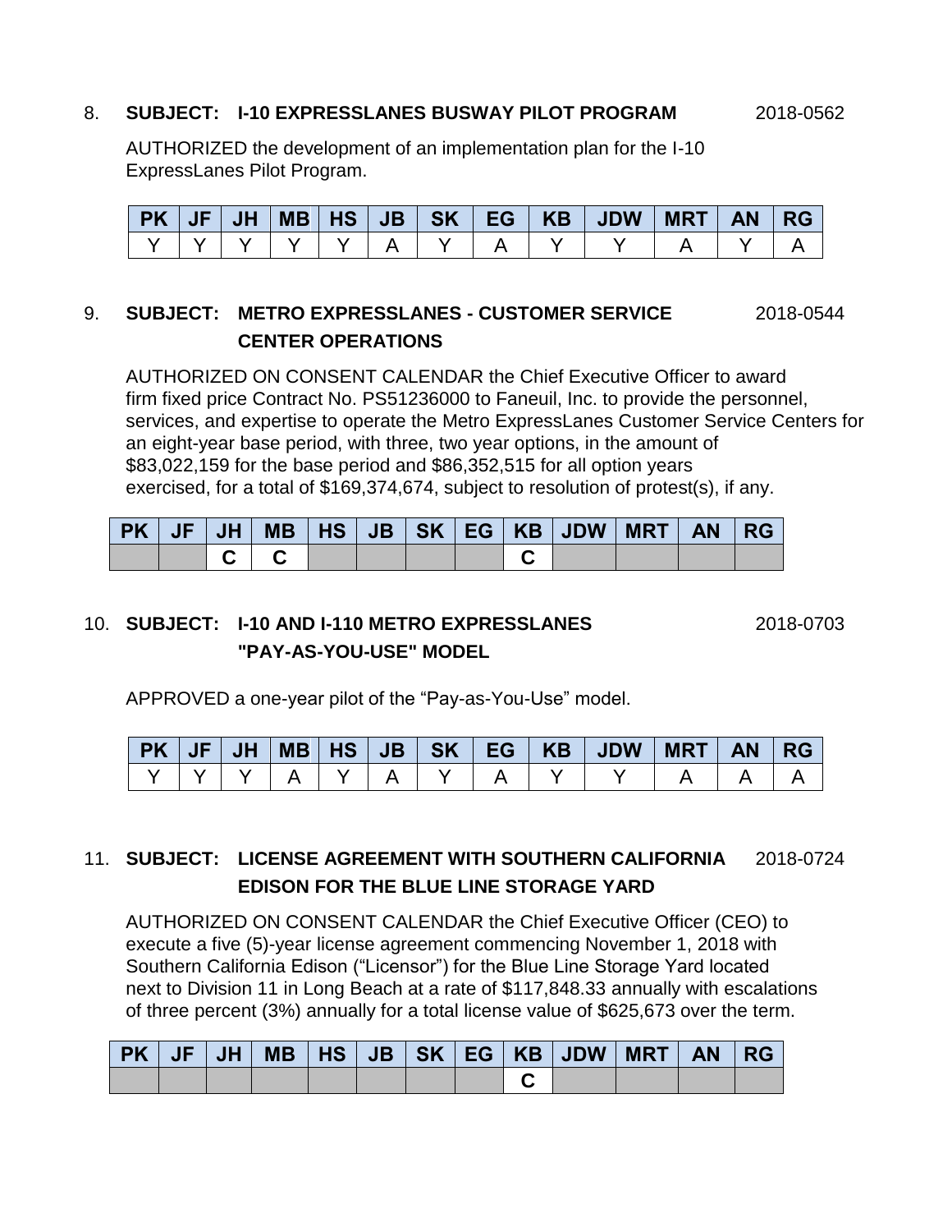8. **SUBJECT: I-10 EXPRESSLANES BUSWAY PILOT PROGRAM** 2018-0562

AUTHORIZED the development of an implementation plan for the I-10 ExpressLanes Pilot Program.

| PK | JF | JH | MB | HS | JB | SK | EG | KB | JDW | MRT | AN | RG |
|---|---|---|---|---|---|---|---|---|---|---|---|---|
| Y | Y | Y | Y | Y | A | Y | A | Y | Y | A | Y | A |

9. **SUBJECT: METRO EXPRESSLANES - CUSTOMER SERVICE CENTER OPERATIONS** 2018-0544

AUTHORIZED ON CONSENT CALENDAR the Chief Executive Officer to award firm fixed price Contract No. PS51236000 to Faneuil, Inc. to provide the personnel, services, and expertise to operate the Metro ExpressLanes Customer Service Centers for an eight-year base period, with three, two year options, in the amount of $83,022,159 for the base period and $86,352,515 for all option years exercised, for a total of $169,374,674, subject to resolution of protest(s), if any.

| PK | JF | JH | MB | HS | JB | SK | EG | KB | JDW | MRT | AN | RG |
|---|---|---|---|---|---|---|---|---|---|---|---|---|
| | | C | C | | | | | C | | | | |

10. **SUBJECT: I-10 AND I-110 METRO EXPRESSLANES "PAY-AS-YOU-USE" MODEL** 2018-0703

APPROVED a one-year pilot of the "Pay-as-You-Use" model.

| PK | JF | JH | MB | HS | JB | SK | EG | KB | JDW | MRT | AN | RG |
|---|---|---|---|---|---|---|---|---|---|---|---|---|
| Y | Y | Y | A | Y | A | Y | A | Y | Y | A | A | A |

11. **SUBJECT: LICENSE AGREEMENT WITH SOUTHERN CALIFORNIA EDISON FOR THE BLUE LINE STORAGE YARD** 2018-0724

AUTHORIZED ON CONSENT CALENDAR the Chief Executive Officer (CEO) to execute a five (5)-year license agreement commencing November 1, 2018 with Southern California Edison ("Licensor") for the Blue Line Storage Yard located next to Division 11 in Long Beach at a rate of $117,848.33 annually with escalations of three percent (3%) annually for a total license value of $625,673 over the term.

| PK | JF | JH | MB | HS | JB | SK | EG | KB | JDW | MRT | AN | RG |
|---|---|---|---|---|---|---|---|---|---|---|---|---|
| | | | | | | | | C | | | | |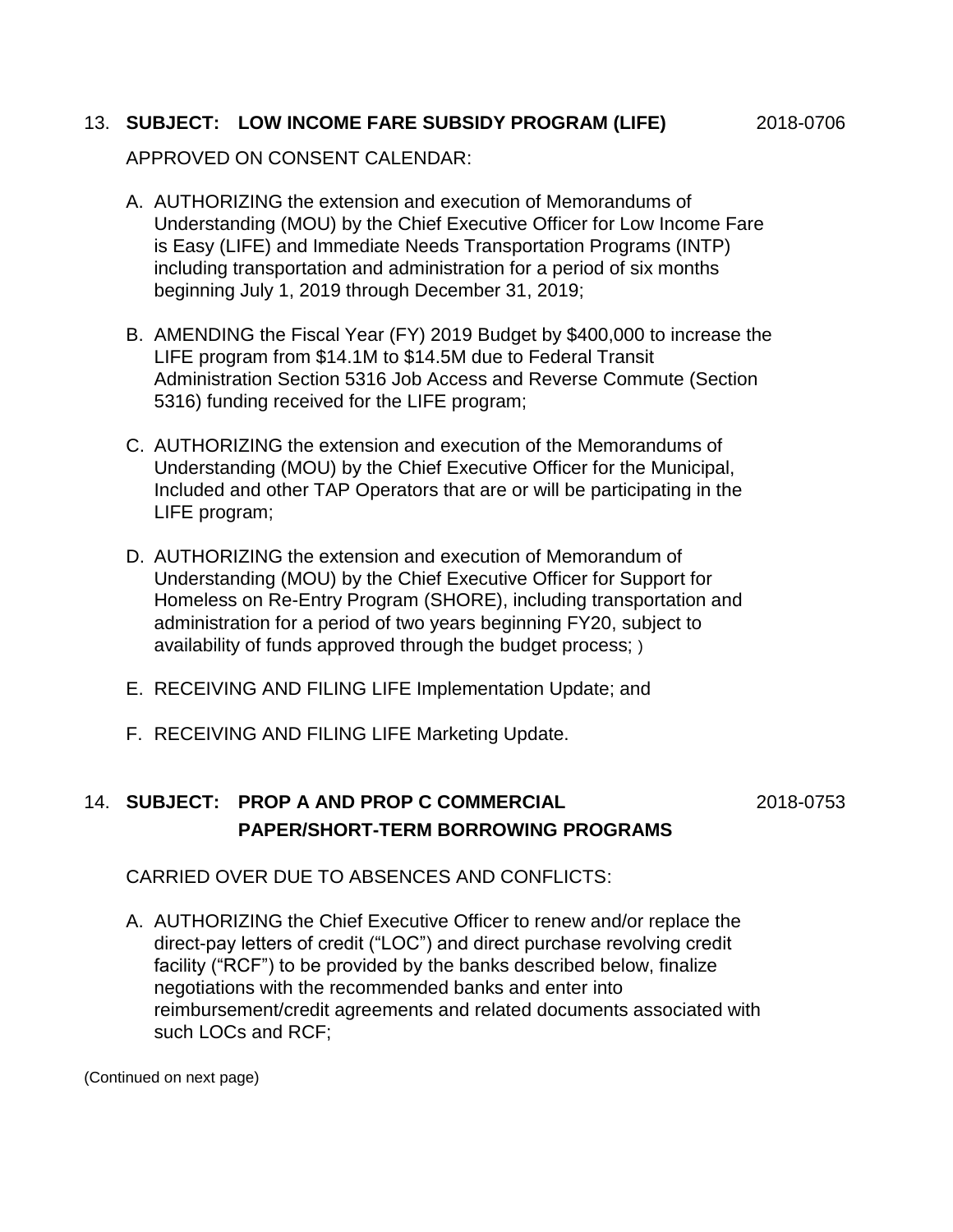13. **SUBJECT: LOW INCOME FARE SUBSIDY PROGRAM (LIFE)** 2018-0706

APPROVED ON CONSENT CALENDAR:

A. AUTHORIZING the extension and execution of Memorandums of Understanding (MOU) by the Chief Executive Officer for Low Income Fare is Easy (LIFE) and Immediate Needs Transportation Programs (INTP) including transportation and administration for a period of six months beginning July 1, 2019 through December 31, 2019;

B. AMENDING the Fiscal Year (FY) 2019 Budget by $400,000 to increase the LIFE program from $14.1M to $14.5M due to Federal Transit Administration Section 5316 Job Access and Reverse Commute (Section 5316) funding received for the LIFE program;

C. AUTHORIZING the extension and execution of the Memorandums of Understanding (MOU) by the Chief Executive Officer for the Municipal, Included and other TAP Operators that are or will be participating in the LIFE program;

D. AUTHORIZING the extension and execution of Memorandum of Understanding (MOU) by the Chief Executive Officer for Support for Homeless on Re-Entry Program (SHORE), including transportation and administration for a period of two years beginning FY20, subject to availability of funds approved through the budget process; )

E. RECEIVING AND FILING LIFE Implementation Update; and

F. RECEIVING AND FILING LIFE Marketing Update.

14. **SUBJECT: PROP A AND PROP C COMMERCIAL PAPER/SHORT-TERM BORROWING PROGRAMS** 2018-0753

CARRIED OVER DUE TO ABSENCES AND CONFLICTS:

A. AUTHORIZING the Chief Executive Officer to renew and/or replace the direct-pay letters of credit ("LOC") and direct purchase revolving credit facility ("RCF") to be provided by the banks described below, finalize negotiations with the recommended banks and enter into reimbursement/credit agreements and related documents associated with such LOCs and RCF;

(Continued on next page)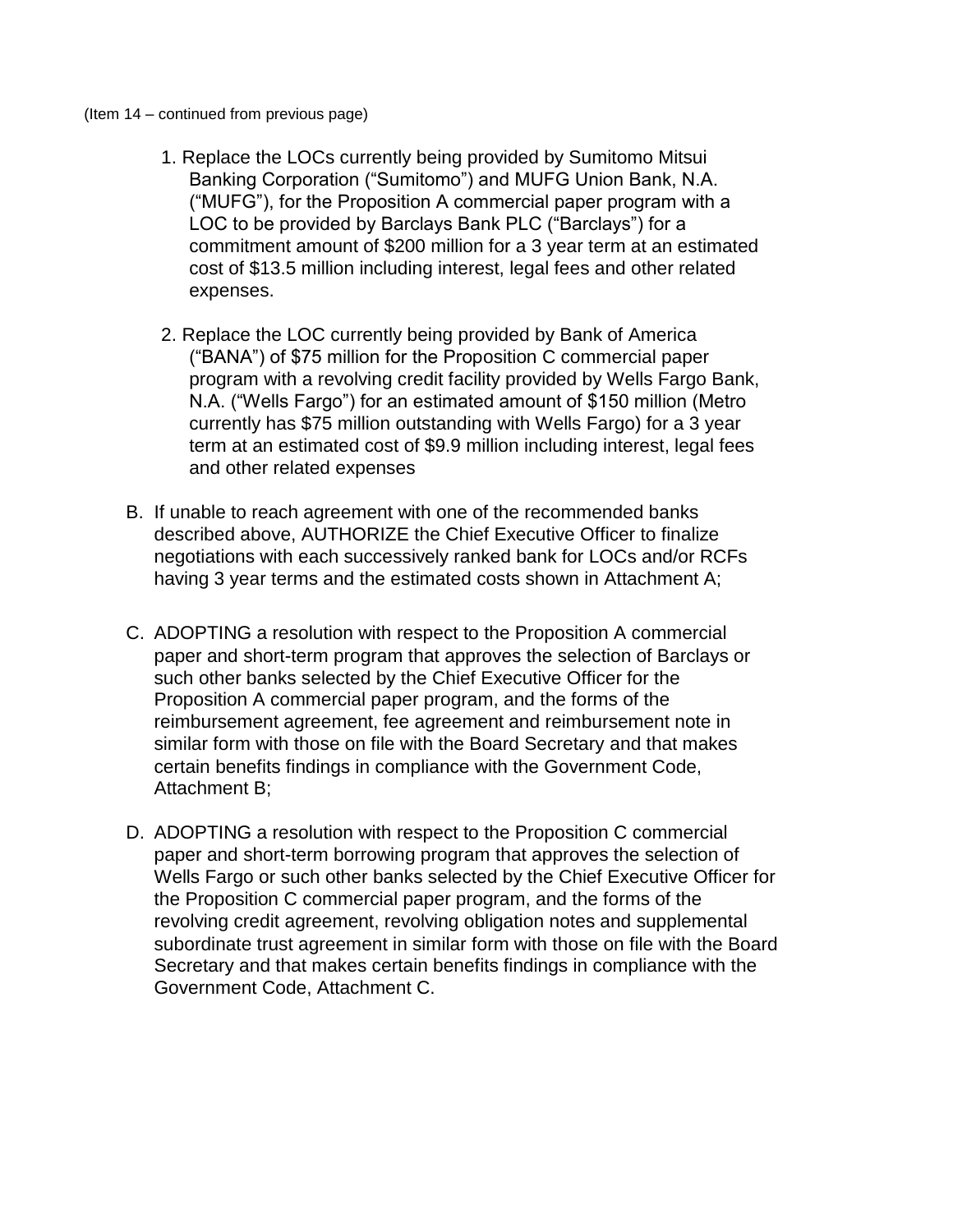(Item 14 – continued from previous page)

1. Replace the LOCs currently being provided by Sumitomo Mitsui Banking Corporation (“Sumitomo”) and MUFG Union Bank, N.A. (“MUFG”), for the Proposition A commercial paper program with a LOC to be provided by Barclays Bank PLC (“Barclays”) for a commitment amount of $200 million for a 3 year term at an estimated cost of $13.5 million including interest, legal fees and other related expenses.

2. Replace the LOC currently being provided by Bank of America (“BANA”) of $75 million for the Proposition C commercial paper program with a revolving credit facility provided by Wells Fargo Bank, N.A. (“Wells Fargo”) for an estimated amount of $150 million (Metro currently has $75 million outstanding with Wells Fargo) for a 3 year term at an estimated cost of $9.9 million including interest, legal fees and other related expenses

B. If unable to reach agreement with one of the recommended banks described above, AUTHORIZE the Chief Executive Officer to finalize negotiations with each successively ranked bank for LOCs and/or RCFs having 3 year terms and the estimated costs shown in Attachment A;

C. ADOPTING a resolution with respect to the Proposition A commercial paper and short-term program that approves the selection of Barclays or such other banks selected by the Chief Executive Officer for the Proposition A commercial paper program, and the forms of the reimbursement agreement, fee agreement and reimbursement note in similar form with those on file with the Board Secretary and that makes certain benefits findings in compliance with the Government Code, Attachment B;

D. ADOPTING a resolution with respect to the Proposition C commercial paper and short-term borrowing program that approves the selection of Wells Fargo or such other banks selected by the Chief Executive Officer for the Proposition C commercial paper program, and the forms of the revolving credit agreement, revolving obligation notes and supplemental subordinate trust agreement in similar form with those on file with the Board Secretary and that makes certain benefits findings in compliance with the Government Code, Attachment C.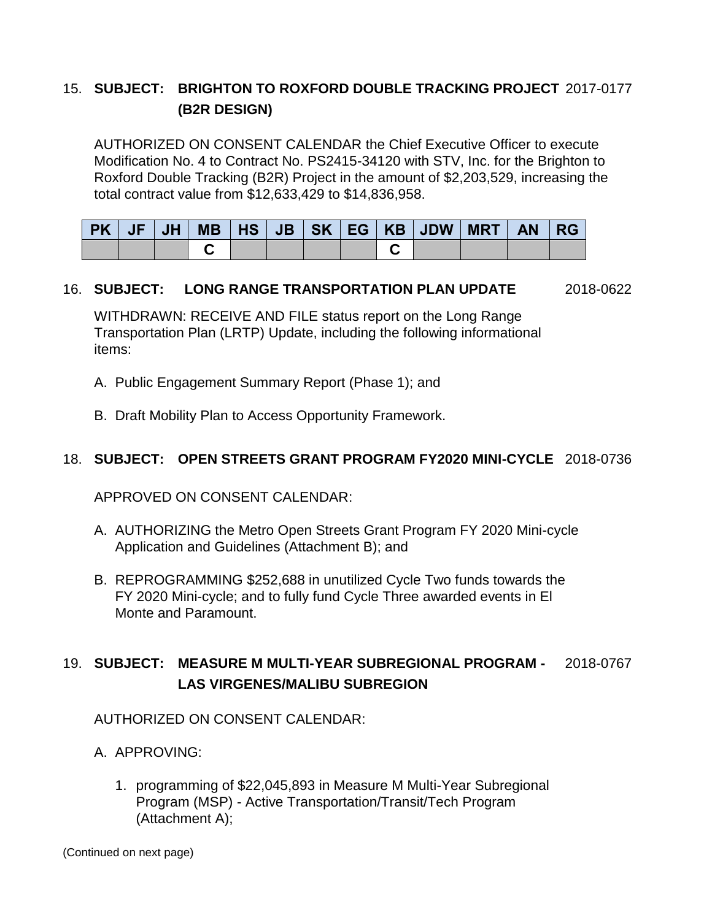15. **SUBJECT: BRIGHTON TO ROXFORD DOUBLE TRACKING PROJECT (B2R DESIGN)** 2017-0177

AUTHORIZED ON CONSENT CALENDAR the Chief Executive Officer to execute Modification No. 4 to Contract No. PS2415-34120 with STV, Inc. for the Brighton to Roxford Double Tracking (B2R) Project in the amount of $2,203,529, increasing the total contract value from $12,633,429 to $14,836,958.

| PK | JF | JH | MB | HS | JB | SK | EG | KB | JDW | MRT | AN | RG |
|---|---|---|---|---|---|---|---|---|---|---|---|---|
| | | | C | | | | | C | | | | |

16. **SUBJECT: LONG RANGE TRANSPORTATION PLAN UPDATE** 2018-0622

WITHDRAWN: RECEIVE AND FILE status report on the Long Range Transportation Plan (LRTP) Update, including the following informational items:

A. Public Engagement Summary Report (Phase 1); and

B. Draft Mobility Plan to Access Opportunity Framework.

18. **SUBJECT: OPEN STREETS GRANT PROGRAM FY2020 MINI-CYCLE** 2018-0736

APPROVED ON CONSENT CALENDAR:

A. AUTHORIZING the Metro Open Streets Grant Program FY 2020 Mini-cycle Application and Guidelines (Attachment B); and

B. REPROGRAMMING $252,688 in unutilized Cycle Two funds towards the FY 2020 Mini-cycle; and to fully fund Cycle Three awarded events in El Monte and Paramount.

19. **SUBJECT: MEASURE M MULTI-YEAR SUBREGIONAL PROGRAM - LAS VIRGENES/MALIBU SUBREGION** 2018-0767

AUTHORIZED ON CONSENT CALENDAR:

A. APPROVING:

1. programming of $22,045,893 in Measure M Multi-Year Subregional Program (MSP) - Active Transportation/Transit/Tech Program (Attachment A);

(Continued on next page)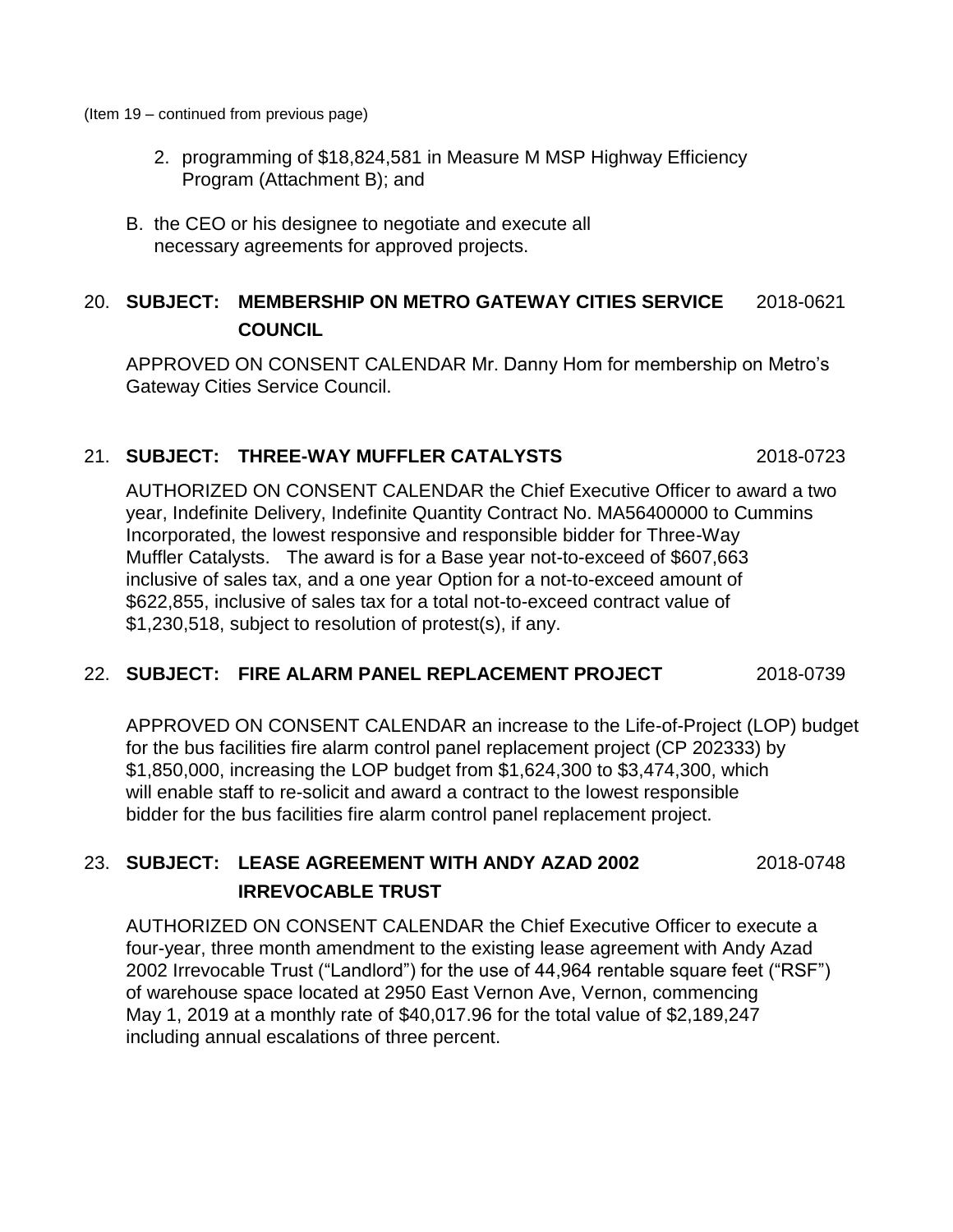(Item 19 – continued from previous page)

2. programming of $18,824,581 in Measure M MSP Highway Efficiency Program (Attachment B); and

B. the CEO or his designee to negotiate and execute all necessary agreements for approved projects.

20. **SUBJECT: MEMBERSHIP ON METRO GATEWAY CITIES SERVICE COUNCIL** 2018-0621

APPROVED ON CONSENT CALENDAR Mr. Danny Hom for membership on Metro's Gateway Cities Service Council.

21. **SUBJECT: THREE-WAY MUFFLER CATALYSTS** 2018-0723

AUTHORIZED ON CONSENT CALENDAR the Chief Executive Officer to award a two year, Indefinite Delivery, Indefinite Quantity Contract No. MA56400000 to Cummins Incorporated, the lowest responsive and responsible bidder for Three-Way Muffler Catalysts. The award is for a Base year not-to-exceed of $607,663 inclusive of sales tax, and a one year Option for a not-to-exceed amount of $622,855, inclusive of sales tax for a total not-to-exceed contract value of $1,230,518, subject to resolution of protest(s), if any.

22. **SUBJECT: FIRE ALARM PANEL REPLACEMENT PROJECT** 2018-0739

APPROVED ON CONSENT CALENDAR an increase to the Life-of-Project (LOP) budget for the bus facilities fire alarm control panel replacement project (CP 202333) by $1,850,000, increasing the LOP budget from $1,624,300 to $3,474,300, which will enable staff to re-solicit and award a contract to the lowest responsible bidder for the bus facilities fire alarm control panel replacement project.

23. **SUBJECT: LEASE AGREEMENT WITH ANDY AZAD 2002 IRREVOCABLE TRUST** 2018-0748

AUTHORIZED ON CONSENT CALENDAR the Chief Executive Officer to execute a four-year, three month amendment to the existing lease agreement with Andy Azad 2002 Irrevocable Trust ("Landlord") for the use of 44,964 rentable square feet ("RSF") of warehouse space located at 2950 East Vernon Ave, Vernon, commencing May 1, 2019 at a monthly rate of $40,017.96 for the total value of $2,189,247 including annual escalations of three percent.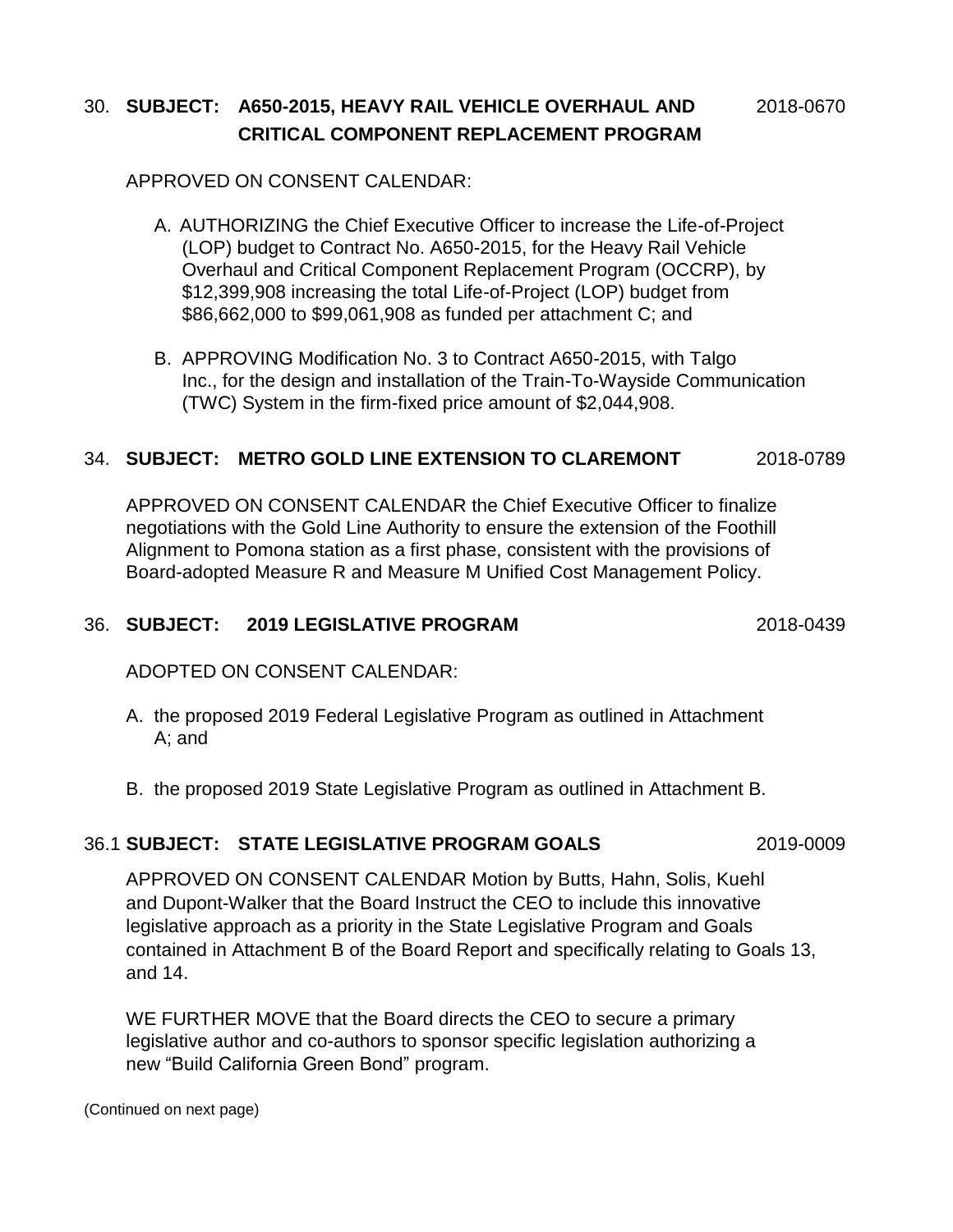30. **SUBJECT: A650-2015, HEAVY RAIL VEHICLE OVERHAUL AND CRITICAL COMPONENT REPLACEMENT PROGRAM** 2018-0670

APPROVED ON CONSENT CALENDAR:

A. AUTHORIZING the Chief Executive Officer to increase the Life-of-Project (LOP) budget to Contract No. A650-2015, for the Heavy Rail Vehicle Overhaul and Critical Component Replacement Program (OCCRP), by $12,399,908 increasing the total Life-of-Project (LOP) budget from $86,662,000 to $99,061,908 as funded per attachment C; and

B. APPROVING Modification No. 3 to Contract A650-2015, with Talgo Inc., for the design and installation of the Train-To-Wayside Communication (TWC) System in the firm-fixed price amount of $2,044,908.

34. **SUBJECT: METRO GOLD LINE EXTENSION TO CLAREMONT** 2018-0789

APPROVED ON CONSENT CALENDAR the Chief Executive Officer to finalize negotiations with the Gold Line Authority to ensure the extension of the Foothill Alignment to Pomona station as a first phase, consistent with the provisions of Board-adopted Measure R and Measure M Unified Cost Management Policy.

36. **SUBJECT: 2019 LEGISLATIVE PROGRAM** 2018-0439

ADOPTED ON CONSENT CALENDAR:

A. the proposed 2019 Federal Legislative Program as outlined in Attachment A; and

B. the proposed 2019 State Legislative Program as outlined in Attachment B.

36.1 **SUBJECT: STATE LEGISLATIVE PROGRAM GOALS** 2019-0009

APPROVED ON CONSENT CALENDAR Motion by Butts, Hahn, Solis, Kuehl and Dupont-Walker that the Board Instruct the CEO to include this innovative legislative approach as a priority in the State Legislative Program and Goals contained in Attachment B of the Board Report and specifically relating to Goals 13, and 14.

WE FURTHER MOVE that the Board directs the CEO to secure a primary legislative author and co-authors to sponsor specific legislation authorizing a new "Build California Green Bond" program.

(Continued on next page)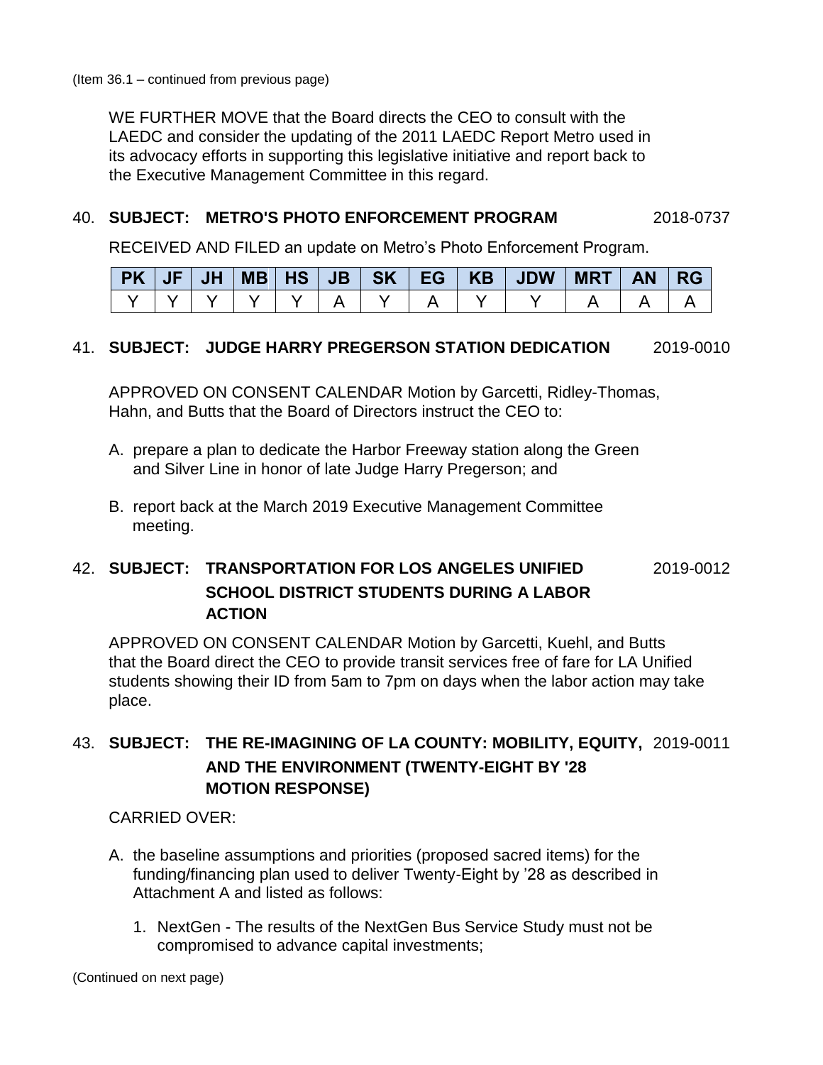(Item 36.1 – continued from previous page)

WE FURTHER MOVE that the Board directs the CEO to consult with the LAEDC and consider the updating of the 2011 LAEDC Report Metro used in its advocacy efforts in supporting this legislative initiative and report back to the Executive Management Committee in this regard.

40. **SUBJECT: METRO'S PHOTO ENFORCEMENT PROGRAM** 2018-0737

RECEIVED AND FILED an update on Metro's Photo Enforcement Program.

| PK | JF | JH | MB | HS | JB | SK | EG | KB | JDW | MRT | AN | RG |
|---|---|---|---|---|---|---|---|---|---|---|---|---|
| Y | Y | Y | Y | Y | A | Y | A | Y | Y | A | A | A |

41. **SUBJECT: JUDGE HARRY PREGERSON STATION DEDICATION** 2019-0010

APPROVED ON CONSENT CALENDAR Motion by Garcetti, Ridley-Thomas, Hahn, and Butts that the Board of Directors instruct the CEO to:

A. prepare a plan to dedicate the Harbor Freeway station along the Green and Silver Line in honor of late Judge Harry Pregerson; and

B. report back at the March 2019 Executive Management Committee meeting.

42. **SUBJECT: TRANSPORTATION FOR LOS ANGELES UNIFIED SCHOOL DISTRICT STUDENTS DURING A LABOR ACTION** 2019-0012

APPROVED ON CONSENT CALENDAR Motion by Garcetti, Kuehl, and Butts that the Board direct the CEO to provide transit services free of fare for LA Unified students showing their ID from 5am to 7pm on days when the labor action may take place.

43. **SUBJECT: THE RE-IMAGINING OF LA COUNTY: MOBILITY, EQUITY, AND THE ENVIRONMENT (TWENTY-EIGHT BY '28 MOTION RESPONSE)** 2019-0011

CARRIED OVER:

A. the baseline assumptions and priorities (proposed sacred items) for the funding/financing plan used to deliver Twenty-Eight by '28 as described in Attachment A and listed as follows:

   1. NextGen - The results of the NextGen Bus Service Study must not be compromised to advance capital investments;

(Continued on next page)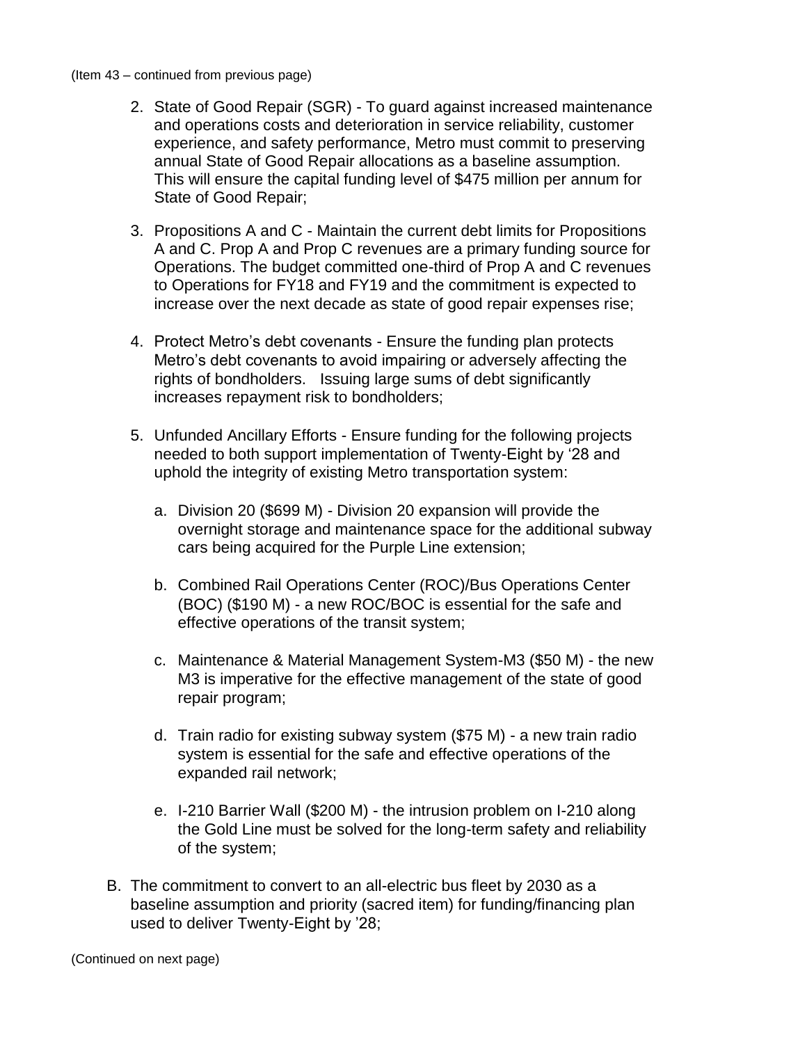(Item 43 – continued from previous page)

2. State of Good Repair (SGR) - To guard against increased maintenance and operations costs and deterioration in service reliability, customer experience, and safety performance, Metro must commit to preserving annual State of Good Repair allocations as a baseline assumption. This will ensure the capital funding level of $475 million per annum for State of Good Repair;

3. Propositions A and C - Maintain the current debt limits for Propositions A and C. Prop A and Prop C revenues are a primary funding source for Operations. The budget committed one-third of Prop A and C revenues to Operations for FY18 and FY19 and the commitment is expected to increase over the next decade as state of good repair expenses rise;

4. Protect Metro's debt covenants - Ensure the funding plan protects Metro's debt covenants to avoid impairing or adversely affecting the rights of bondholders. Issuing large sums of debt significantly increases repayment risk to bondholders;

5. Unfunded Ancillary Efforts - Ensure funding for the following projects needed to both support implementation of Twenty-Eight by '28 and uphold the integrity of existing Metro transportation system:

   a. Division 20 ($699 M) - Division 20 expansion will provide the overnight storage and maintenance space for the additional subway cars being acquired for the Purple Line extension;

   b. Combined Rail Operations Center (ROC)/Bus Operations Center (BOC) ($190 M) - a new ROC/BOC is essential for the safe and effective operations of the transit system;

   c. Maintenance & Material Management System-M3 ($50 M) - the new M3 is imperative for the effective management of the state of good repair program;

   d. Train radio for existing subway system ($75 M) - a new train radio system is essential for the safe and effective operations of the expanded rail network;

   e. I-210 Barrier Wall ($200 M) - the intrusion problem on I-210 along the Gold Line must be solved for the long-term safety and reliability of the system;

B. The commitment to convert to an all-electric bus fleet by 2030 as a baseline assumption and priority (sacred item) for funding/financing plan used to deliver Twenty-Eight by '28;

(Continued on next page)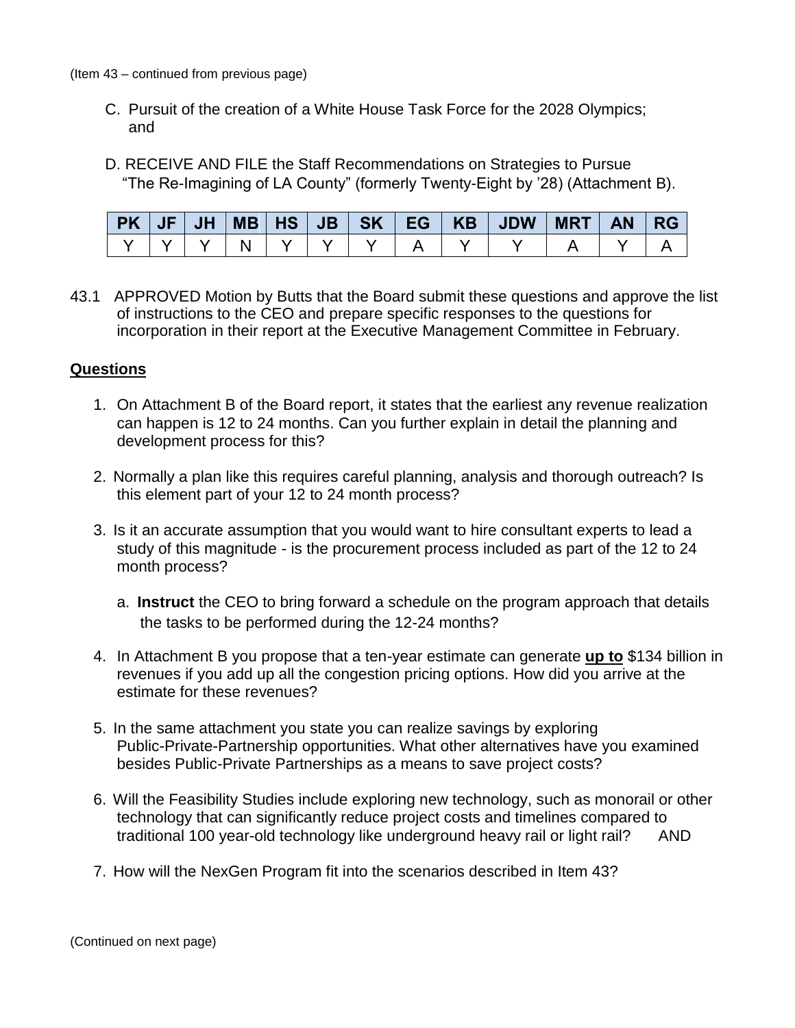(Item 43 – continued from previous page)

C. Pursuit of the creation of a White House Task Force for the 2028 Olympics; and

D. RECEIVE AND FILE the Staff Recommendations on Strategies to Pursue "The Re-Imagining of LA County" (formerly Twenty-Eight by '28) (Attachment B).

| PK | JF | JH | MB | HS | JB | SK | EG | KB | JDW | MRT | AN | RG |
|---|---|---|---|---|---|---|---|---|---|---|---|---|
| Y | Y | Y | N | Y | Y | Y | A | Y | Y | A | Y | A |

43.1 APPROVED Motion by Butts that the Board submit these questions and approve the list of instructions to the CEO and prepare specific responses to the questions for incorporation in their report at the Executive Management Committee in February.

**Questions**

1. On Attachment B of the Board report, it states that the earliest any revenue realization can happen is 12 to 24 months. Can you further explain in detail the planning and development process for this?

2. Normally a plan like this requires careful planning, analysis and thorough outreach? Is this element part of your 12 to 24 month process?

3. Is it an accurate assumption that you would want to hire consultant experts to lead a study of this magnitude - is the procurement process included as part of the 12 to 24 month process?

   a. **Instruct** the CEO to bring forward a schedule on the program approach that details the tasks to be performed during the 12-24 months?

4. In Attachment B you propose that a ten-year estimate can generate **up to** $134 billion in revenues if you add up all the congestion pricing options. How did you arrive at the estimate for these revenues?

5. In the same attachment you state you can realize savings by exploring Public-Private-Partnership opportunities. What other alternatives have you examined besides Public-Private Partnerships as a means to save project costs?

6. Will the Feasibility Studies include exploring new technology, such as monorail or other technology that can significantly reduce project costs and timelines compared to traditional 100 year-old technology like underground heavy rail or light rail? AND

7. How will the NexGen Program fit into the scenarios described in Item 43?

(Continued on next page)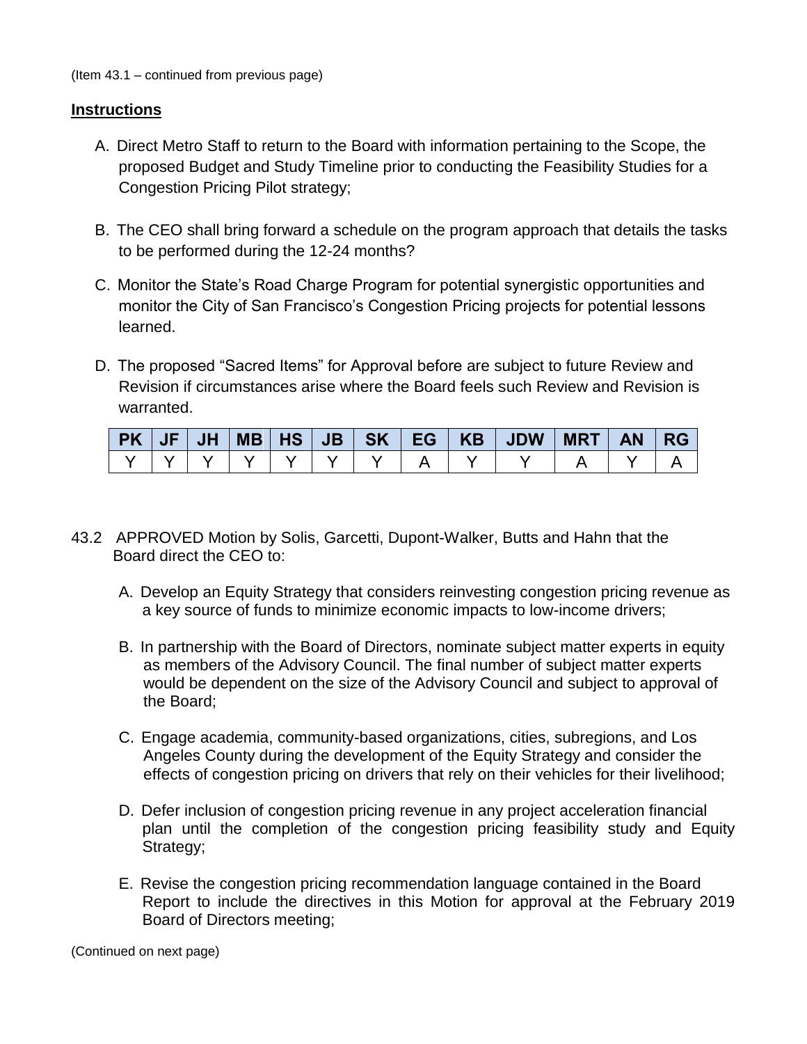(Item 43.1 – continued from previous page)

**Instructions**

A. Direct Metro Staff to return to the Board with information pertaining to the Scope, the proposed Budget and Study Timeline prior to conducting the Feasibility Studies for a Congestion Pricing Pilot strategy;

B. The CEO shall bring forward a schedule on the program approach that details the tasks to be performed during the 12-24 months?

C. Monitor the State's Road Charge Program for potential synergistic opportunities and monitor the City of San Francisco's Congestion Pricing projects for potential lessons learned.

D. The proposed "Sacred Items" for Approval before are subject to future Review and Revision if circumstances arise where the Board feels such Review and Revision is warranted.

| PK | JF | JH | MB | HS | JB | SK | EG | KB | JDW | MRT | AN | RG |
|---|---|---|---|---|---|---|---|---|---|---|---|---|
| Y | Y | Y | Y | Y | Y | Y | A | Y | Y | A | Y | A |

43.2 APPROVED Motion by Solis, Garcetti, Dupont-Walker, Butts and Hahn that the Board direct the CEO to:

A. Develop an Equity Strategy that considers reinvesting congestion pricing revenue as a key source of funds to minimize economic impacts to low-income drivers;

B. In partnership with the Board of Directors, nominate subject matter experts in equity as members of the Advisory Council. The final number of subject matter experts would be dependent on the size of the Advisory Council and subject to approval of the Board;

C. Engage academia, community-based organizations, cities, subregions, and Los Angeles County during the development of the Equity Strategy and consider the effects of congestion pricing on drivers that rely on their vehicles for their livelihood;

D. Defer inclusion of congestion pricing revenue in any project acceleration financial plan until the completion of the congestion pricing feasibility study and Equity Strategy;

E. Revise the congestion pricing recommendation language contained in the Board Report to include the directives in this Motion for approval at the February 2019 Board of Directors meeting;

(Continued on next page)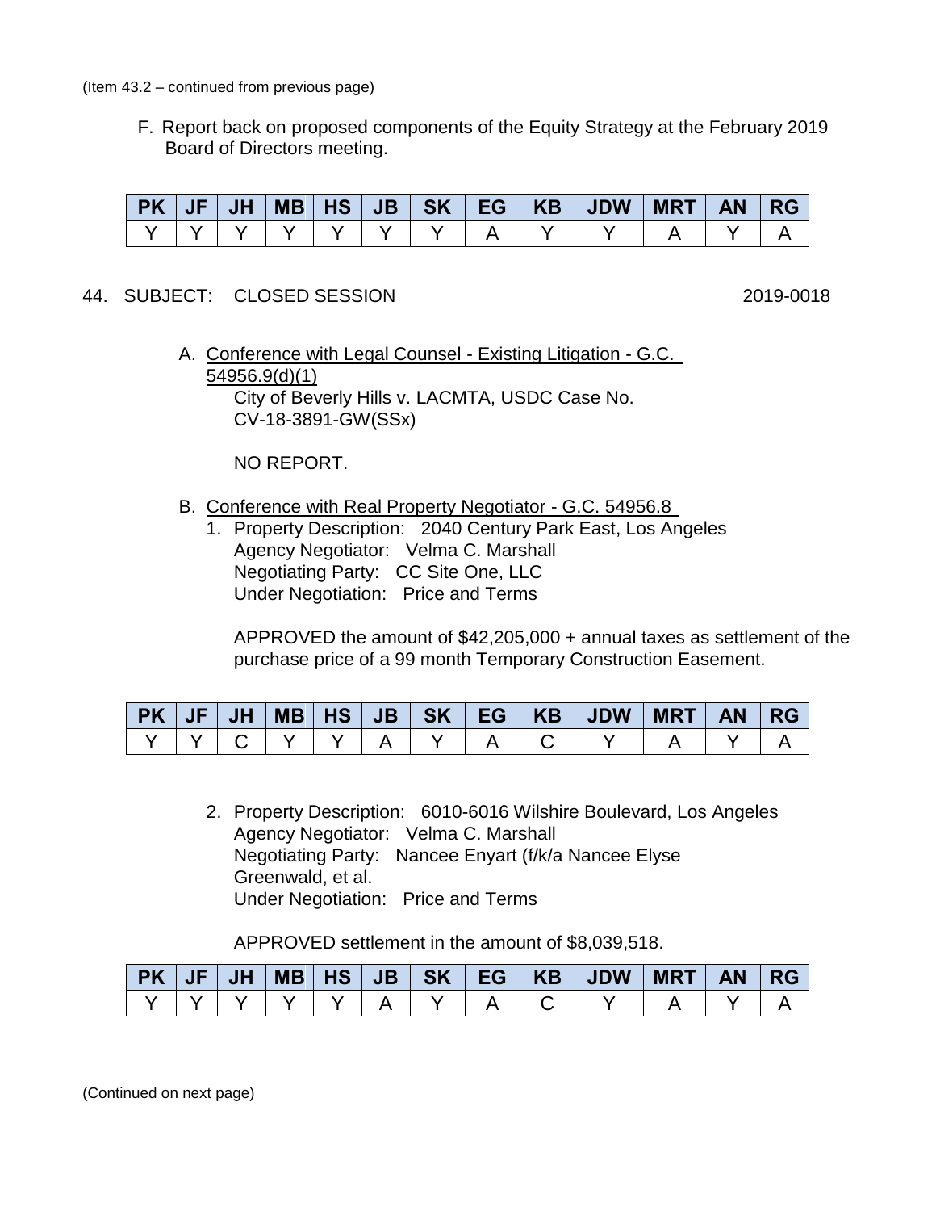(Item 43.2 – continued from previous page)

F. Report back on proposed components of the Equity Strategy at the February 2019 Board of Directors meeting.

| PK | JF | JH | MB | HS | JB | SK | EG | KB | JDW | MRT | AN | RG |
|---|---|---|---|---|---|---|---|---|---|---|---|---|
| Y | Y | Y | Y | Y | Y | Y | A | Y | Y | A | Y | A |

44. SUBJECT: CLOSED SESSION 2019-0018

A. Conference with Legal Counsel - Existing Litigation - G.C. 54956.9(d)(1)
City of Beverly Hills v. LACMTA, USDC Case No. CV-18-3891-GW(SSx)

NO REPORT.

B. Conference with Real Property Negotiator - G.C. 54956.8

1. Property Description: 2040 Century Park East, Los Angeles
Agency Negotiator: Velma C. Marshall
Negotiating Party: CC Site One, LLC
Under Negotiation: Price and Terms

APPROVED the amount of $42,205,000 + annual taxes as settlement of the purchase price of a 99 month Temporary Construction Easement.

| PK | JF | JH | MB | HS | JB | SK | EG | KB | JDW | MRT | AN | RG |
|---|---|---|---|---|---|---|---|---|---|---|---|---|
| Y | Y | C | Y | Y | A | Y | A | C | Y | A | Y | A |

2. Property Description: 6010-6016 Wilshire Boulevard, Los Angeles
Agency Negotiator: Velma C. Marshall
Negotiating Party: Nancee Enyart (f/k/a Nancee Elyse Greenwald, et al.
Under Negotiation: Price and Terms

APPROVED settlement in the amount of $8,039,518.

| PK | JF | JH | MB | HS | JB | SK | EG | KB | JDW | MRT | AN | RG |
|---|---|---|---|---|---|---|---|---|---|---|---|---|
| Y | Y | Y | Y | Y | A | Y | A | C | Y | A | Y | A |

(Continued on next page)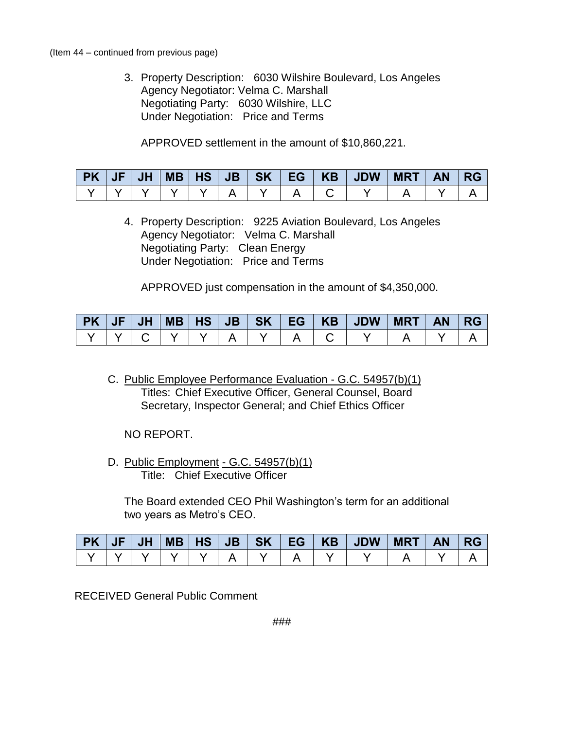(Item 44 – continued from previous page)

3. Property Description: 6030 Wilshire Boulevard, Los Angeles
   Agency Negotiator: Velma C. Marshall
   Negotiating Party: 6030 Wilshire, LLC
   Under Negotiation: Price and Terms

   APPROVED settlement in the amount of $10,860,221.

| PK | JF | JH | MB | HS | JB | SK | EG | KB | JDW | MRT | AN | RG |
|---|---|---|---|---|---|---|---|---|---|---|---|---|
| Y | Y | Y | Y | Y | A | Y | A | C | Y | A | Y | A |

4. Property Description: 9225 Aviation Boulevard, Los Angeles
   Agency Negotiator: Velma C. Marshall
   Negotiating Party: Clean Energy
   Under Negotiation: Price and Terms

   APPROVED just compensation in the amount of $4,350,000.

| PK | JF | JH | MB | HS | JB | SK | EG | KB | JDW | MRT | AN | RG |
|---|---|---|---|---|---|---|---|---|---|---|---|---|
| Y | Y | C | Y | Y | A | Y | A | C | Y | A | Y | A |

C. Public Employee Performance Evaluation - G.C. 54957(b)(1)
   Titles: Chief Executive Officer, General Counsel, Board Secretary, Inspector General; and Chief Ethics Officer

   NO REPORT.

D. Public Employment - G.C. 54957(b)(1)
   Title: Chief Executive Officer

   The Board extended CEO Phil Washington's term for an additional two years as Metro's CEO.

| PK | JF | JH | MB | HS | JB | SK | EG | KB | JDW | MRT | AN | RG |
|---|---|---|---|---|---|---|---|---|---|---|---|---|
| Y | Y | Y | Y | Y | A | Y | A | Y | Y | A | Y | A |

RECEIVED General Public Comment

###